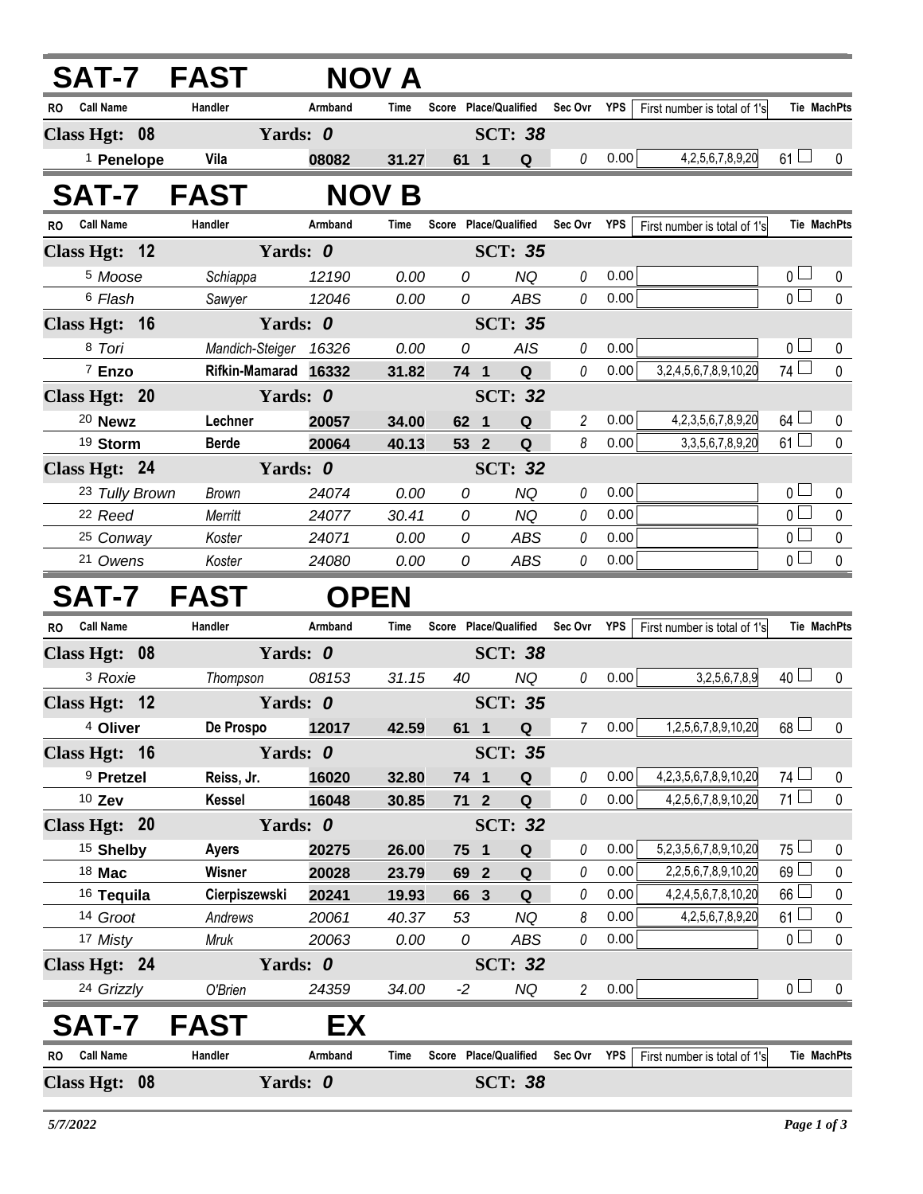## SAT-7 FAST NOV A

| RO | Call Name | Handler | Armband | Time | Score | Place/Qualified | Sec Ovr | YPS | First number is total of 1's | Tie | MachPts |
|---|---|---|---|---|---|---|---|---|---|---|---|
| **Class Hgt: 08** | | **Yards: 0** | | | | **SCT: 38** | | | | | |
| 1 | **Penelope** | **Vila** | **08082** | **31.27** | **61** | **1 Q** | 0 | 0.00 | 4,2,5,6,7,8,9,20 | 61 | 0 |

## SAT-7 FAST NOV B

| RO | Call Name | Handler | Armband | Time | Score | Place/Qualified | Sec Ovr | YPS | First number is total of 1's | Tie | MachPts |
|---|---|---|---|---|---|---|---|---|---|---|---|
| **Class Hgt: 12** | | **Yards: 0** | | | | **SCT: 35** | | | | | |
| 5 | *Moose* | *Schiappa* | *12190* | *0.00* | *0* | *NQ* | 0 | 0.00 | | 0 | 0 |
| 6 | *Flash* | *Sawyer* | *12046* | *0.00* | *0* | *ABS* | 0 | 0.00 | | 0 | 0 |
| **Class Hgt: 16** | | **Yards: 0** | | | | **SCT: 35** | | | | | |
| 8 | *Tori* | *Mandich-Steiger* | *16326* | *0.00* | *0* | *AIS* | 0 | 0.00 | | 0 | 0 |
| 7 | **Enzo** | **Rifkin-Mamarad** | **16332** | **31.82** | **74** | **1 Q** | 0 | 0.00 | 3,2,4,5,6,7,8,9,10,20 | 74 | 0 |
| **Class Hgt: 20** | | **Yards: 0** | | | | **SCT: 32** | | | | | |
| 20 | **Newz** | **Lechner** | **20057** | **34.00** | **62** | **1 Q** | 2 | 0.00 | 4,2,3,5,6,7,8,9,20 | 64 | 0 |
| 19 | **Storm** | **Berde** | **20064** | **40.13** | **53** | **2 Q** | 8 | 0.00 | 3,3,5,6,7,8,9,20 | 61 | 0 |
| **Class Hgt: 24** | | **Yards: 0** | | | | **SCT: 32** | | | | | |
| 23 | *Tully Brown* | *Brown* | *24074* | *0.00* | *0* | *NQ* | 0 | 0.00 | | 0 | 0 |
| 22 | *Reed* | *Merritt* | *24077* | *30.41* | *0* | *NQ* | 0 | 0.00 | | 0 | 0 |
| 25 | *Conway* | *Koster* | *24071* | *0.00* | *0* | *ABS* | 0 | 0.00 | | 0 | 0 |
| 21 | *Owens* | *Koster* | *24080* | *0.00* | *0* | *ABS* | 0 | 0.00 | | 0 | 0 |

## SAT-7 FAST OPEN

| RO | Call Name | Handler | Armband | Time | Score | Place/Qualified | Sec Ovr | YPS | First number is total of 1's | Tie | MachPts |
|---|---|---|---|---|---|---|---|---|---|---|---|
| **Class Hgt: 08** | | **Yards: 0** | | | | **SCT: 38** | | | | | |
| 3 | *Roxie* | *Thompson* | *08153* | *31.15* | *40* | *NQ* | 0 | 0.00 | 3,2,5,6,7,8,9 | 40 | 0 |
| **Class Hgt: 12** | | **Yards: 0** | | | | **SCT: 35** | | | | | |
| 4 | **Oliver** | **De Prospo** | **12017** | **42.59** | **61** | **1 Q** | 7 | 0.00 | 1,2,5,6,7,8,9,10,20 | 68 | 0 |
| **Class Hgt: 16** | | **Yards: 0** | | | | **SCT: 35** | | | | | |
| 9 | **Pretzel** | **Reiss, Jr.** | **16020** | **32.80** | **74** | **1 Q** | 0 | 0.00 | 4,2,3,5,6,7,8,9,10,20 | 74 | 0 |
| 10 | **Zev** | **Kessel** | **16048** | **30.85** | **71** | **2 Q** | 0 | 0.00 | 4,2,5,6,7,8,9,10,20 | 71 | 0 |
| **Class Hgt: 20** | | **Yards: 0** | | | | **SCT: 32** | | | | | |
| 15 | **Shelby** | **Ayers** | **20275** | **26.00** | **75** | **1 Q** | 0 | 0.00 | 5,2,3,5,6,7,8,9,10,20 | 75 | 0 |
| 18 | **Mac** | **Wisner** | **20028** | **23.79** | **69** | **2 Q** | 0 | 0.00 | 2,2,5,6,7,8,9,10,20 | 69 | 0 |
| 16 | **Tequila** | **Cierpiszewski** | **20241** | **19.93** | **66** | **3 Q** | 0 | 0.00 | 4,2,4,5,6,7,8,10,20 | 66 | 0 |
| 14 | *Groot* | *Andrews* | *20061* | *40.37* | *53* | *NQ* | 8 | 0.00 | 4,2,5,6,7,8,9,20 | 61 | 0 |
| 17 | *Misty* | *Mruk* | *20063* | *0.00* | *0* | *ABS* | 0 | 0.00 | | 0 | 0 |
| **Class Hgt: 24** | | **Yards: 0** | | | | **SCT: 32** | | | | | |
| 24 | *Grizzly* | *O'Brien* | *24359* | *34.00* | *-2* | *NQ* | 2 | 0.00 | | 0 | 0 |

## SAT-7 FAST EX

| RO | Call Name | Handler | Armband | Time | Score | Place/Qualified | Sec Ovr | YPS | First number is total of 1's | Tie | MachPts |
|---|---|---|---|---|---|---|---|---|---|---|---|
| **Class Hgt: 08** | | **Yards: 0** | | | | **SCT: 38** | | | | | |

*5/7/2022*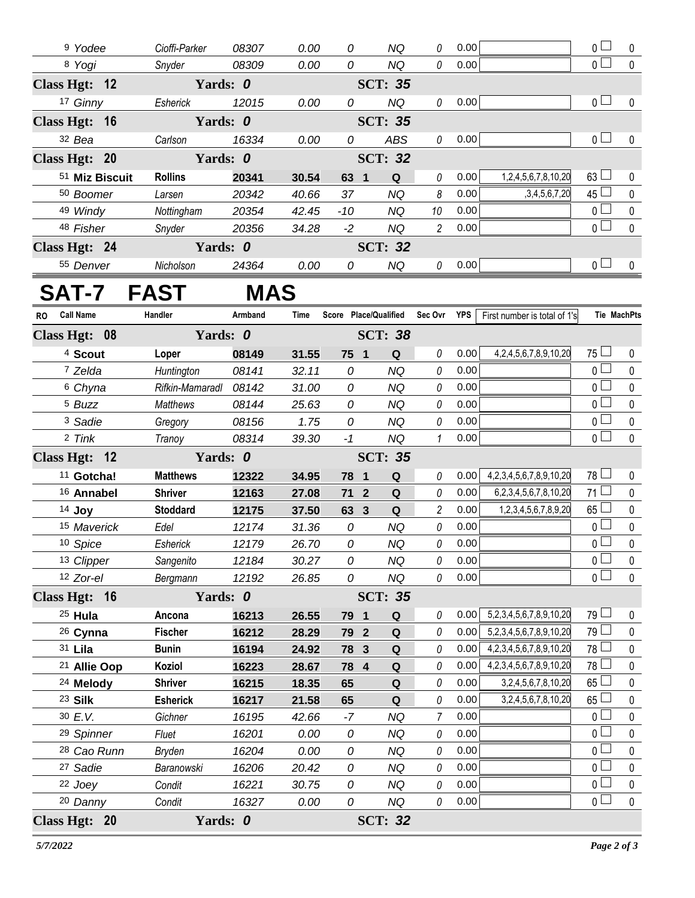| RO | Call Name | Handler | Armband | Time | Score | Place/Qualified | Sec Ovr | YPS | First number is total of 1's | Tie | MachPts |
|---|---|---|---|---|---|---|---|---|---|---|---|
| | 9 Yodee | Cioffi-Parker | 08307 | 0.00 | 0 | NQ | 0 | 0.00 | | 0 | 0 |
| | 8 Yogi | Snyder | 08309 | 0.00 | 0 | NQ | 0 | 0.00 | | 0 | 0 |
| **Class Hgt: 12** | | **Yards: 0** | | | | **SCT: 35** | | | | | |
| | 17 Ginny | Esherick | 12015 | 0.00 | 0 | NQ | 0 | 0.00 | | 0 | 0 |
| **Class Hgt: 16** | | **Yards: 0** | | | | **SCT: 35** | | | | | |
| | 32 Bea | Carlson | 16334 | 0.00 | 0 | ABS | 0 | 0.00 | | 0 | 0 |
| **Class Hgt: 20** | | **Yards: 0** | | | | **SCT: 32** | | | | | |
| | 51 **Miz Biscuit** | **Rollins** | **20341** | **30.54** | **63 1** | **Q** | 0 | 0.00 | 1,2,4,5,6,7,8,10,20 | 63 | 0 |
| | 50 Boomer | Larsen | 20342 | 40.66 | 37 | NQ | 8 | 0.00 | ,3,4,5,6,7,20 | 45 | 0 |
| | 49 Windy | Nottingham | 20354 | 42.45 | -10 | NQ | 10 | 0.00 | | 0 | 0 |
| | 48 Fisher | Snyder | 20356 | 34.28 | -2 | NQ | 2 | 0.00 | | 0 | 0 |
| **Class Hgt: 24** | | **Yards: 0** | | | | **SCT: 32** | | | | | |
| | 55 Denver | Nicholson | 24364 | 0.00 | 0 | NQ | 0 | 0.00 | | 0 | 0 |

# SAT-7 FAST MAS

| RO | Call Name | Handler | Armband | Time | Score | Place/Qualified | Sec Ovr | YPS | First number is total of 1's | Tie | MachPts |
|---|---|---|---|---|---|---|---|---|---|---|---|
| **Class Hgt: 08** | | **Yards: 0** | | | | **SCT: 38** | | | | | |
| | 4 **Scout** | **Loper** | **08149** | **31.55** | **75 1** | **Q** | 0 | 0.00 | 4,2,4,5,6,7,8,9,10,20 | 75 | 0 |
| | 7 Zelda | Huntington | 08141 | 32.11 | 0 | NQ | 0 | 0.00 | | 0 | 0 |
| | 6 Chyna | Rifkin-Mamaradl | 08142 | 31.00 | 0 | NQ | 0 | 0.00 | | 0 | 0 |
| | 5 Buzz | Matthews | 08144 | 25.63 | 0 | NQ | 0 | 0.00 | | 0 | 0 |
| | 3 Sadie | Gregory | 08156 | 1.75 | 0 | NQ | 0 | 0.00 | | 0 | 0 |
| | 2 Tink | Tranoy | 08314 | 39.30 | -1 | NQ | 1 | 0.00 | | 0 | 0 |
| **Class Hgt: 12** | | **Yards: 0** | | | | **SCT: 35** | | | | | |
| | 11 **Gotcha!** | **Matthews** | **12322** | **34.95** | **78 1** | **Q** | 0 | 0.00 | 4,2,3,4,5,6,7,8,9,10,20 | 78 | 0 |
| | 16 **Annabel** | **Shriver** | **12163** | **27.08** | **71 2** | **Q** | 0 | 0.00 | 6,2,3,4,5,6,7,8,10,20 | 71 | 0 |
| | 14 **Joy** | **Stoddard** | **12175** | **37.50** | **63 3** | **Q** | 2 | 0.00 | 1,2,3,4,5,6,7,8,9,20 | 65 | 0 |
| | 15 Maverick | Edel | 12174 | 31.36 | 0 | NQ | 0 | 0.00 | | 0 | 0 |
| | 10 Spice | Esherick | 12179 | 26.70 | 0 | NQ | 0 | 0.00 | | 0 | 0 |
| | 13 Clipper | Sangenito | 12184 | 30.27 | 0 | NQ | 0 | 0.00 | | 0 | 0 |
| | 12 Zor-el | Bergmann | 12192 | 26.85 | 0 | NQ | 0 | 0.00 | | 0 | 0 |
| **Class Hgt: 16** | | **Yards: 0** | | | | **SCT: 35** | | | | | |
| | 25 **Hula** | **Ancona** | **16213** | **26.55** | **79 1** | **Q** | 0 | 0.00 | 5,2,3,4,5,6,7,8,9,10,20 | 79 | 0 |
| | 26 **Cynna** | **Fischer** | **16212** | **28.29** | **79 2** | **Q** | 0 | 0.00 | 5,2,3,4,5,6,7,8,9,10,20 | 79 | 0 |
| | 31 **Lila** | **Bunin** | **16194** | **24.92** | **78 3** | **Q** | 0 | 0.00 | 4,2,3,4,5,6,7,8,9,10,20 | 78 | 0 |
| | 21 **Allie Oop** | **Koziol** | **16223** | **28.67** | **78 4** | **Q** | 0 | 0.00 | 4,2,3,4,5,6,7,8,9,10,20 | 78 | 0 |
| | 24 **Melody** | **Shriver** | **16215** | **18.35** | **65** | **Q** | 0 | 0.00 | 3,2,4,5,6,7,8,10,20 | 65 | 0 |
| | 23 **Silk** | **Esherick** | **16217** | **21.58** | **65** | **Q** | 0 | 0.00 | 3,2,4,5,6,7,8,10,20 | 65 | 0 |
| | 30 E.V. | Gichner | 16195 | 42.66 | -7 | NQ | 7 | 0.00 | | 0 | 0 |
| | 29 Spinner | Fluet | 16201 | 0.00 | 0 | NQ | 0 | 0.00 | | 0 | 0 |
| | 28 Cao Runn | Bryden | 16204 | 0.00 | 0 | NQ | 0 | 0.00 | | 0 | 0 |
| | 27 Sadie | Baranowski | 16206 | 20.42 | 0 | NQ | 0 | 0.00 | | 0 | 0 |
| | 22 Joey | Condit | 16221 | 30.75 | 0 | NQ | 0 | 0.00 | | 0 | 0 |
| | 20 Danny | Condit | 16327 | 0.00 | 0 | NQ | 0 | 0.00 | | 0 | 0 |
| **Class Hgt: 20** | | **Yards: 0** | | | | **SCT: 32** | | | | | |

*5/7/2022*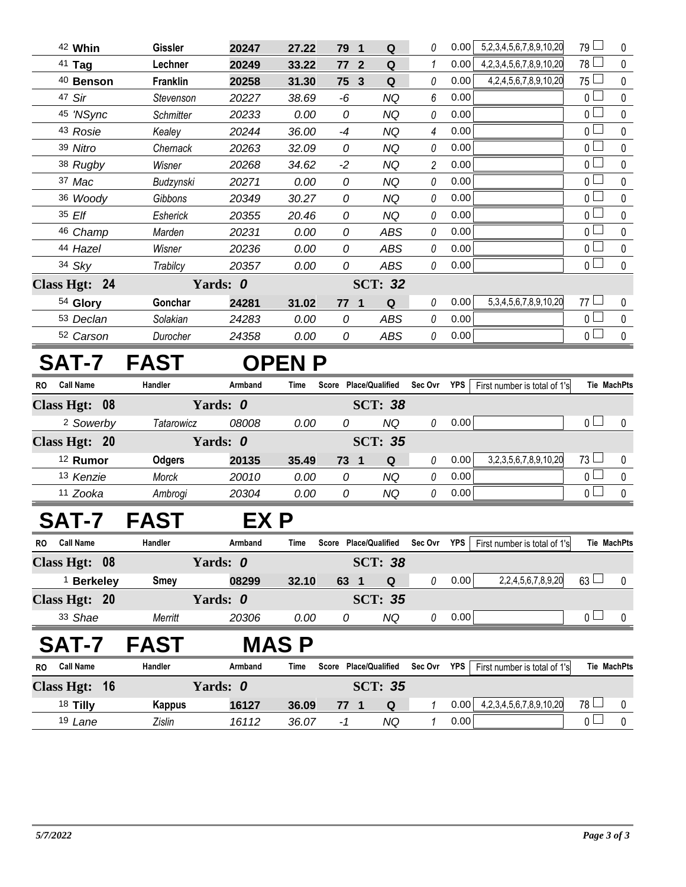| RO | Call Name | Handler | Armband | Time | Score | Place/Qualified | Sec Ovr | YPS | First number is total of 1's | Tie | MachPts |
|---|---|---|---|---|---|---|---|---|---|---|---|
| 42 | **Whin** | **Gissler** | **20247** | **27.22** | **79** | **1 Q** | 0 | 0.00 | 5,2,3,4,5,6,7,8,9,10,20 | 79 | 0 |
| 41 | **Tag** | **Lechner** | **20249** | **33.22** | **77** | **2 Q** | 1 | 0.00 | 4,2,3,4,5,6,7,8,9,10,20 | 78 | 0 |
| 40 | **Benson** | **Franklin** | **20258** | **31.30** | **75** | **3 Q** | 0 | 0.00 | 4,2,4,5,6,7,8,9,10,20 | 75 | 0 |
| 47 | *Sir* | *Stevenson* | *20227* | *38.69* | *-6* | *NQ* | 6 | 0.00 | | 0 | 0 |
| 45 | *'NSync* | *Schmitter* | *20233* | *0.00* | *0* | *NQ* | 0 | 0.00 | | 0 | 0 |
| 43 | *Rosie* | *Kealey* | *20244* | *36.00* | *-4* | *NQ* | 4 | 0.00 | | 0 | 0 |
| 39 | *Nitro* | *Chernack* | *20263* | *32.09* | *0* | *NQ* | 0 | 0.00 | | 0 | 0 |
| 38 | *Rugby* | *Wisner* | *20268* | *34.62* | *-2* | *NQ* | 2 | 0.00 | | 0 | 0 |
| 37 | *Mac* | *Budzynski* | *20271* | *0.00* | *0* | *NQ* | 0 | 0.00 | | 0 | 0 |
| 36 | *Woody* | *Gibbons* | *20349* | *30.27* | *0* | *NQ* | 0 | 0.00 | | 0 | 0 |
| 35 | *Elf* | *Esherick* | *20355* | *20.46* | *0* | *NQ* | 0 | 0.00 | | 0 | 0 |
| 46 | *Champ* | *Marden* | *20231* | *0.00* | *0* | *ABS* | 0 | 0.00 | | 0 | 0 |
| 44 | *Hazel* | *Wisner* | *20236* | *0.00* | *0* | *ABS* | 0 | 0.00 | | 0 | 0 |
| 34 | *Sky* | *Trabilcy* | *20357* | *0.00* | *0* | *ABS* | 0 | 0.00 | | 0 | 0 |
| **Class Hgt: 24** | | **Yards: *0*** | | | | **SCT: *32*** | | | | | |
| 54 | **Glory** | **Gonchar** | **24281** | **31.02** | **77** | **1 Q** | 0 | 0.00 | 5,3,4,5,6,7,8,9,10,20 | 77 | 0 |
| 53 | *Declan* | *Solakian* | *24283* | *0.00* | *0* | *ABS* | 0 | 0.00 | | 0 | 0 |
| 52 | *Carson* | *Durocher* | *24358* | *0.00* | *0* | *ABS* | 0 | 0.00 | | 0 | 0 |

# SAT-7 FAST OPEN P

| RO | Call Name | Handler | Armband | Time | Score | Place/Qualified | Sec Ovr | YPS | First number is total of 1's | Tie | MachPts |
|---|---|---|---|---|---|---|---|---|---|---|---|
| **Class Hgt: 08** | | **Yards: *0*** | | | | **SCT: *38*** | | | | | |
| 2 | *Sowerby* | *Tatarowicz* | *08008* | *0.00* | *0* | *NQ* | 0 | 0.00 | | 0 | 0 |
| **Class Hgt: 20** | | **Yards: *0*** | | | | **SCT: *35*** | | | | | |
| 12 | **Rumor** | **Odgers** | **20135** | **35.49** | **73** | **1 Q** | 0 | 0.00 | 3,2,3,5,6,7,8,9,10,20 | 73 | 0 |
| 13 | *Kenzie* | *Morck* | *20010* | *0.00* | *0* | *NQ* | 0 | 0.00 | | 0 | 0 |
| 11 | *Zooka* | *Ambrogi* | *20304* | *0.00* | *0* | *NQ* | 0 | 0.00 | | 0 | 0 |

# SAT-7 FAST EX P

| RO | Call Name | Handler | Armband | Time | Score | Place/Qualified | Sec Ovr | YPS | First number is total of 1's | Tie | MachPts |
|---|---|---|---|---|---|---|---|---|---|---|---|
| **Class Hgt: 08** | | **Yards: *0*** | | | | **SCT: *38*** | | | | | |
| 1 | **Berkeley** | **Smey** | **08299** | **32.10** | **63** | **1 Q** | 0 | 0.00 | 2,2,4,5,6,7,8,9,20 | 63 | 0 |
| **Class Hgt: 20** | | **Yards: *0*** | | | | **SCT: *35*** | | | | | |
| 33 | *Shae* | *Merritt* | *20306* | *0.00* | *0* | *NQ* | 0 | 0.00 | | 0 | 0 |

# SAT-7 FAST MAS P

| RO | Call Name | Handler | Armband | Time | Score | Place/Qualified | Sec Ovr | YPS | First number is total of 1's | Tie | MachPts |
|---|---|---|---|---|---|---|---|---|---|---|---|
| **Class Hgt: 16** | | **Yards: *0*** | | | | **SCT: *35*** | | | | | |
| 18 | **Tilly** | **Kappus** | **16127** | **36.09** | **77** | **1 Q** | 1 | 0.00 | 4,2,3,4,5,6,7,8,9,10,20 | 78 | 0 |
| 19 | *Lane* | *Zislin* | *16112* | *36.07* | *-1* | *NQ* | 1 | 0.00 | | 0 | 0 |

*5/7/2022*